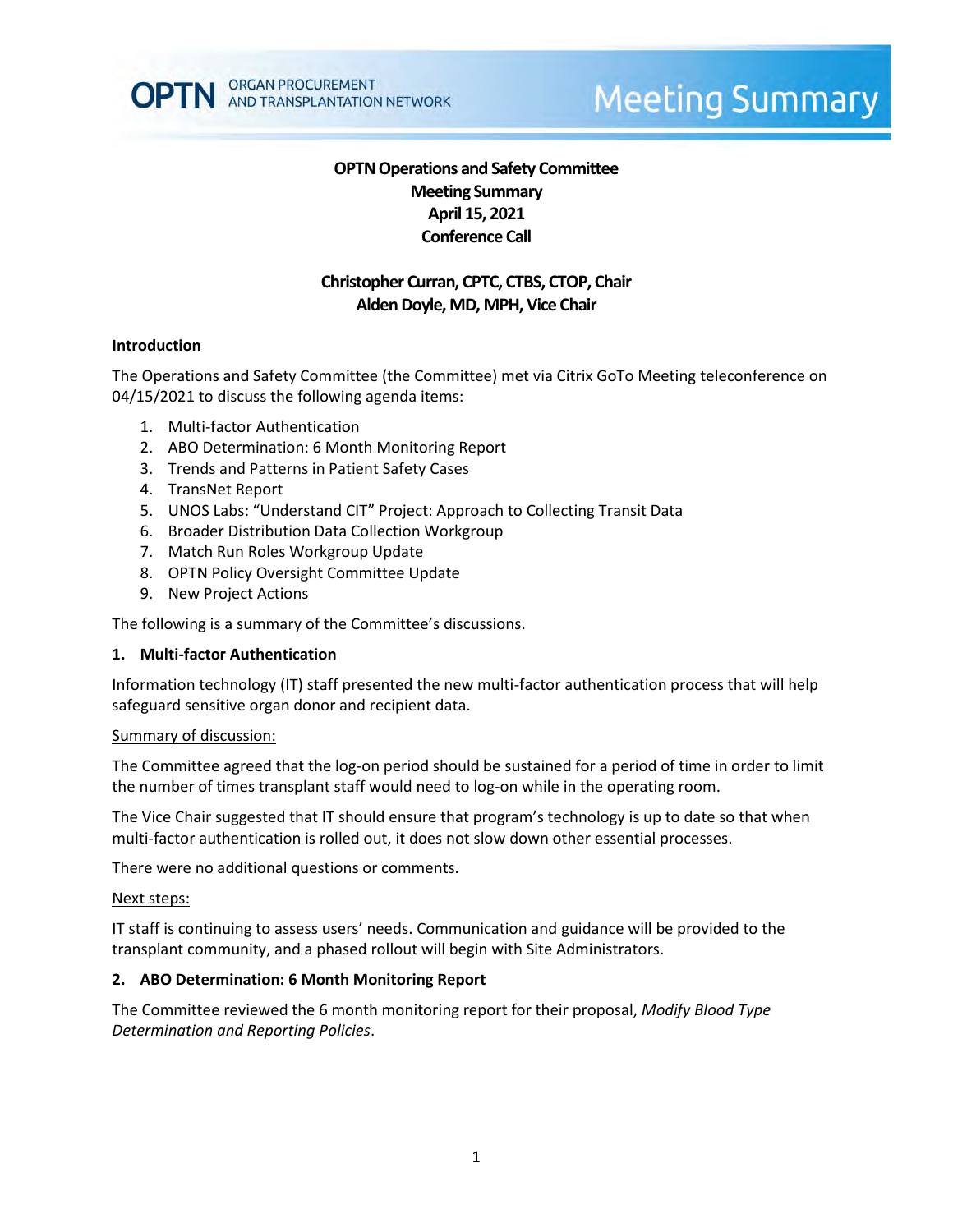# OPTN Operations and Safety Committee
# Meeting Summary
# April 15, 2021
# Conference Call

**Christopher Curran, CPTC, CTBS, CTOP, Chair**
**Alden Doyle, MD, MPH, Vice Chair**

## Introduction

The Operations and Safety Committee (the Committee) met via Citrix GoTo Meeting teleconference on 04/15/2021 to discuss the following agenda items:

1. Multi-factor Authentication
2. ABO Determination: 6 Month Monitoring Report
3. Trends and Patterns in Patient Safety Cases
4. TransNet Report
5. UNOS Labs: "Understand CIT" Project: Approach to Collecting Transit Data
6. Broader Distribution Data Collection Workgroup
7. Match Run Roles Workgroup Update
8. OPTN Policy Oversight Committee Update
9. New Project Actions

The following is a summary of the Committee's discussions.

## 1. Multi-factor Authentication

Information technology (IT) staff presented the new multi-factor authentication process that will help safeguard sensitive organ donor and recipient data.

Summary of discussion:

The Committee agreed that the log-on period should be sustained for a period of time in order to limit the number of times transplant staff would need to log-on while in the operating room.

The Vice Chair suggested that IT should ensure that program's technology is up to date so that when multi-factor authentication is rolled out, it does not slow down other essential processes.

There were no additional questions or comments.

Next steps:

IT staff is continuing to assess users' needs. Communication and guidance will be provided to the transplant community, and a phased rollout will begin with Site Administrators.

## 2. ABO Determination: 6 Month Monitoring Report

The Committee reviewed the 6 month monitoring report for their proposal, *Modify Blood Type Determination and Reporting Policies*.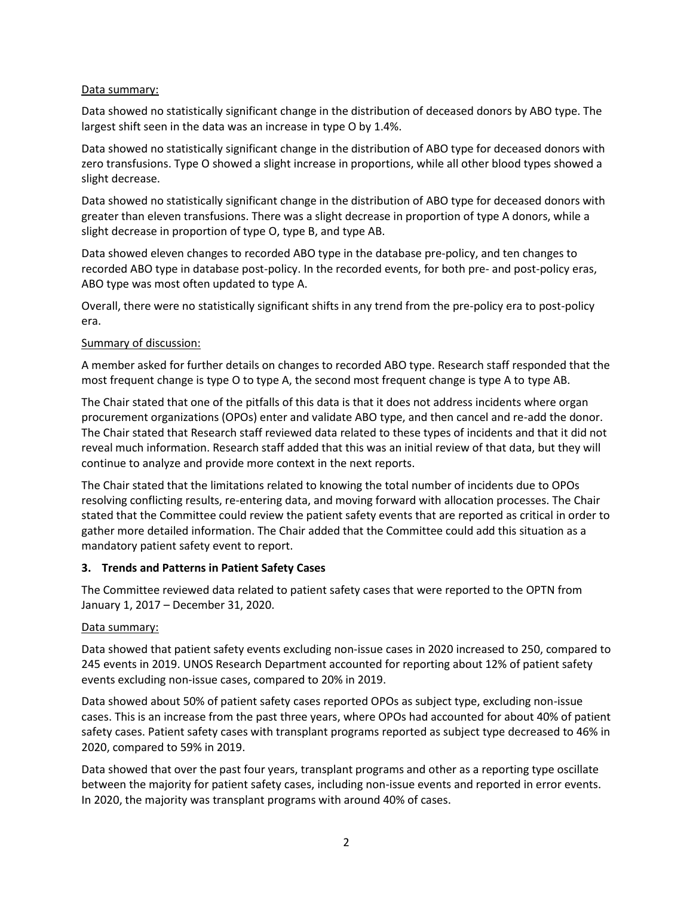Data summary:

Data showed no statistically significant change in the distribution of deceased donors by ABO type. The largest shift seen in the data was an increase in type O by 1.4%.

Data showed no statistically significant change in the distribution of ABO type for deceased donors with zero transfusions. Type O showed a slight increase in proportions, while all other blood types showed a slight decrease.

Data showed no statistically significant change in the distribution of ABO type for deceased donors with greater than eleven transfusions. There was a slight decrease in proportion of type A donors, while a slight decrease in proportion of type O, type B, and type AB.

Data showed eleven changes to recorded ABO type in the database pre-policy, and ten changes to recorded ABO type in database post-policy. In the recorded events, for both pre- and post-policy eras, ABO type was most often updated to type A.

Overall, there were no statistically significant shifts in any trend from the pre-policy era to post-policy era.

Summary of discussion:

A member asked for further details on changes to recorded ABO type. Research staff responded that the most frequent change is type O to type A, the second most frequent change is type A to type AB.

The Chair stated that one of the pitfalls of this data is that it does not address incidents where organ procurement organizations (OPOs) enter and validate ABO type, and then cancel and re-add the donor. The Chair stated that Research staff reviewed data related to these types of incidents and that it did not reveal much information. Research staff added that this was an initial review of that data, but they will continue to analyze and provide more context in the next reports.

The Chair stated that the limitations related to knowing the total number of incidents due to OPOs resolving conflicting results, re-entering data, and moving forward with allocation processes. The Chair stated that the Committee could review the patient safety events that are reported as critical in order to gather more detailed information. The Chair added that the Committee could add this situation as a mandatory patient safety event to report.

### 3. Trends and Patterns in Patient Safety Cases

The Committee reviewed data related to patient safety cases that were reported to the OPTN from January 1, 2017 – December 31, 2020.

Data summary:

Data showed that patient safety events excluding non-issue cases in 2020 increased to 250, compared to 245 events in 2019. UNOS Research Department accounted for reporting about 12% of patient safety events excluding non-issue cases, compared to 20% in 2019.

Data showed about 50% of patient safety cases reported OPOs as subject type, excluding non-issue cases. This is an increase from the past three years, where OPOs had accounted for about 40% of patient safety cases. Patient safety cases with transplant programs reported as subject type decreased to 46% in 2020, compared to 59% in 2019.

Data showed that over the past four years, transplant programs and other as a reporting type oscillate between the majority for patient safety cases, including non-issue events and reported in error events. In 2020, the majority was transplant programs with around 40% of cases.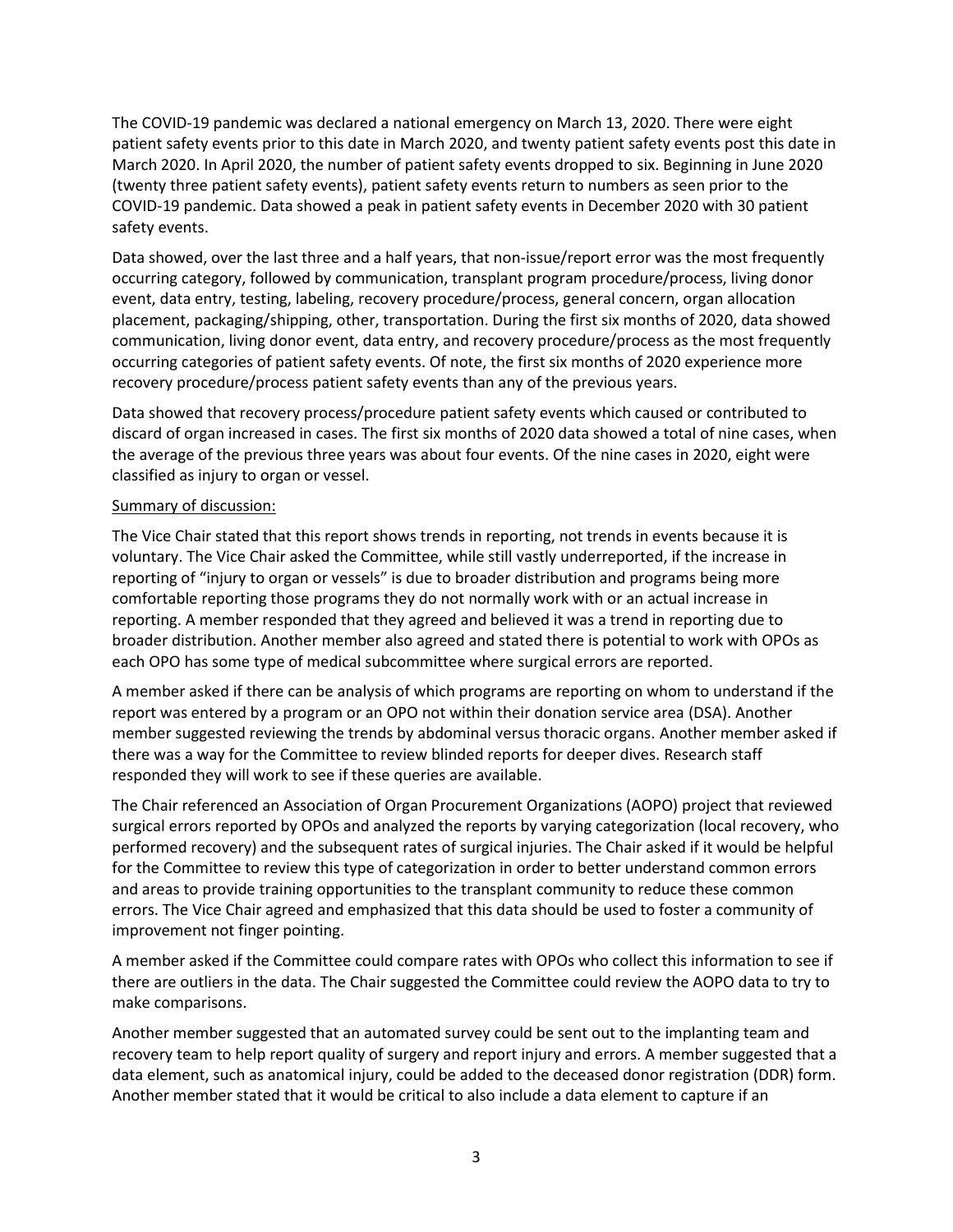The COVID-19 pandemic was declared a national emergency on March 13, 2020. There were eight patient safety events prior to this date in March 2020, and twenty patient safety events post this date in March 2020. In April 2020, the number of patient safety events dropped to six. Beginning in June 2020 (twenty three patient safety events), patient safety events return to numbers as seen prior to the COVID-19 pandemic. Data showed a peak in patient safety events in December 2020 with 30 patient safety events.

Data showed, over the last three and a half years, that non-issue/report error was the most frequently occurring category, followed by communication, transplant program procedure/process, living donor event, data entry, testing, labeling, recovery procedure/process, general concern, organ allocation placement, packaging/shipping, other, transportation. During the first six months of 2020, data showed communication, living donor event, data entry, and recovery procedure/process as the most frequently occurring categories of patient safety events. Of note, the first six months of 2020 experience more recovery procedure/process patient safety events than any of the previous years.

Data showed that recovery process/procedure patient safety events which caused or contributed to discard of organ increased in cases. The first six months of 2020 data showed a total of nine cases, when the average of the previous three years was about four events. Of the nine cases in 2020, eight were classified as injury to organ or vessel.

Summary of discussion:

The Vice Chair stated that this report shows trends in reporting, not trends in events because it is voluntary. The Vice Chair asked the Committee, while still vastly underreported, if the increase in reporting of "injury to organ or vessels" is due to broader distribution and programs being more comfortable reporting those programs they do not normally work with or an actual increase in reporting. A member responded that they agreed and believed it was a trend in reporting due to broader distribution. Another member also agreed and stated there is potential to work with OPOs as each OPO has some type of medical subcommittee where surgical errors are reported.

A member asked if there can be analysis of which programs are reporting on whom to understand if the report was entered by a program or an OPO not within their donation service area (DSA). Another member suggested reviewing the trends by abdominal versus thoracic organs. Another member asked if there was a way for the Committee to review blinded reports for deeper dives. Research staff responded they will work to see if these queries are available.

The Chair referenced an Association of Organ Procurement Organizations (AOPO) project that reviewed surgical errors reported by OPOs and analyzed the reports by varying categorization (local recovery, who performed recovery) and the subsequent rates of surgical injuries. The Chair asked if it would be helpful for the Committee to review this type of categorization in order to better understand common errors and areas to provide training opportunities to the transplant community to reduce these common errors. The Vice Chair agreed and emphasized that this data should be used to foster a community of improvement not finger pointing.

A member asked if the Committee could compare rates with OPOs who collect this information to see if there are outliers in the data. The Chair suggested the Committee could review the AOPO data to try to make comparisons.

Another member suggested that an automated survey could be sent out to the implanting team and recovery team to help report quality of surgery and report injury and errors. A member suggested that a data element, such as anatomical injury, could be added to the deceased donor registration (DDR) form. Another member stated that it would be critical to also include a data element to capture if an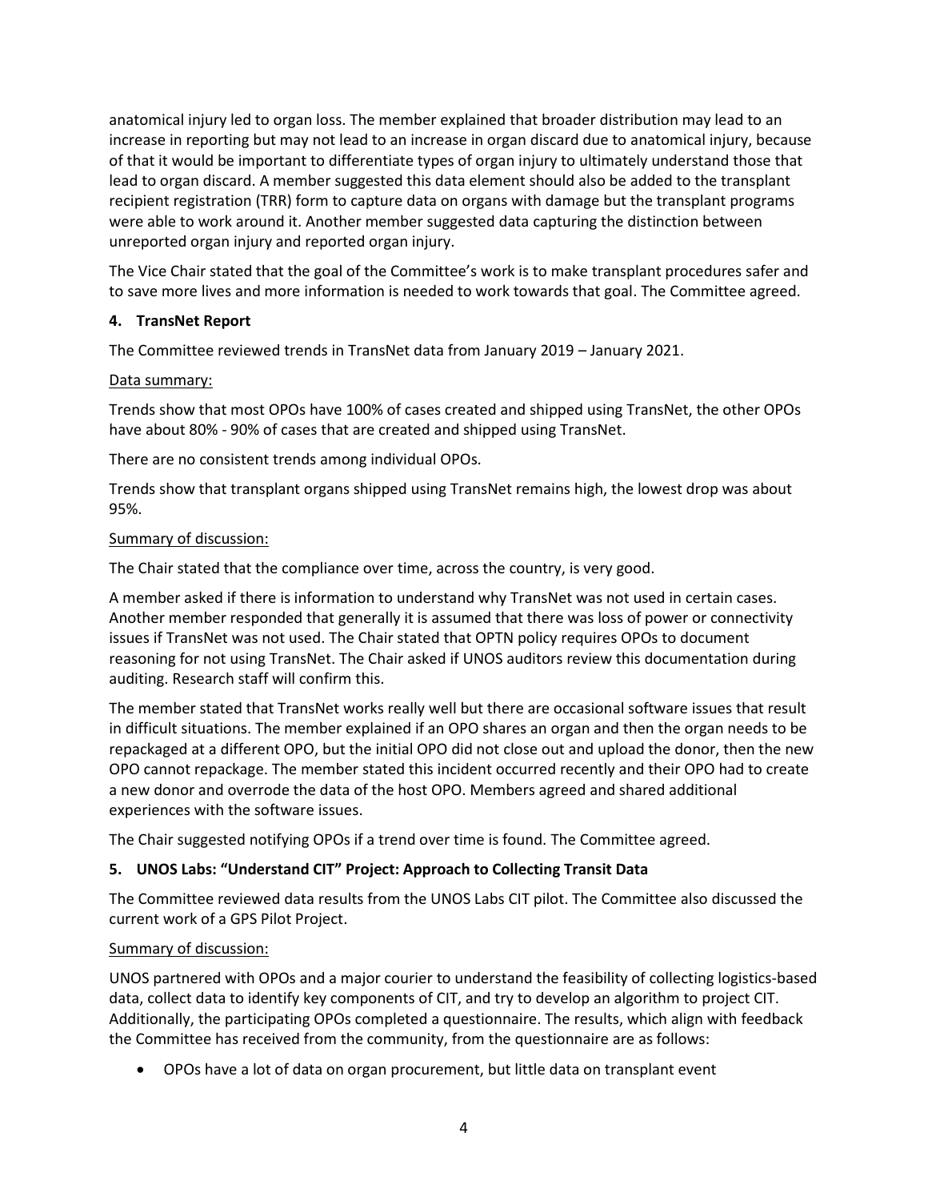anatomical injury led to organ loss. The member explained that broader distribution may lead to an increase in reporting but may not lead to an increase in organ discard due to anatomical injury, because of that it would be important to differentiate types of organ injury to ultimately understand those that lead to organ discard. A member suggested this data element should also be added to the transplant recipient registration (TRR) form to capture data on organs with damage but the transplant programs were able to work around it. Another member suggested data capturing the distinction between unreported organ injury and reported organ injury.

The Vice Chair stated that the goal of the Committee's work is to make transplant procedures safer and to save more lives and more information is needed to work towards that goal. The Committee agreed.

### 4. TransNet Report

The Committee reviewed trends in TransNet data from January 2019 – January 2021.

Data summary:

Trends show that most OPOs have 100% of cases created and shipped using TransNet, the other OPOs have about 80% - 90% of cases that are created and shipped using TransNet.

There are no consistent trends among individual OPOs.

Trends show that transplant organs shipped using TransNet remains high, the lowest drop was about 95%.

Summary of discussion:

The Chair stated that the compliance over time, across the country, is very good.

A member asked if there is information to understand why TransNet was not used in certain cases. Another member responded that generally it is assumed that there was loss of power or connectivity issues if TransNet was not used. The Chair stated that OPTN policy requires OPOs to document reasoning for not using TransNet. The Chair asked if UNOS auditors review this documentation during auditing. Research staff will confirm this.

The member stated that TransNet works really well but there are occasional software issues that result in difficult situations. The member explained if an OPO shares an organ and then the organ needs to be repackaged at a different OPO, but the initial OPO did not close out and upload the donor, then the new OPO cannot repackage. The member stated this incident occurred recently and their OPO had to create a new donor and override the data of the host OPO. Members agreed and shared additional experiences with the software issues.

The Chair suggested notifying OPOs if a trend over time is found. The Committee agreed.

### 5. UNOS Labs: "Understand CIT" Project: Approach to Collecting Transit Data

The Committee reviewed data results from the UNOS Labs CIT pilot. The Committee also discussed the current work of a GPS Pilot Project.

Summary of discussion:

UNOS partnered with OPOs and a major courier to understand the feasibility of collecting logistics-based data, collect data to identify key components of CIT, and try to develop an algorithm to project CIT. Additionally, the participating OPOs completed a questionnaire. The results, which align with feedback the Committee has received from the community, from the questionnaire are as follows:

- OPOs have a lot of data on organ procurement, but little data on transplant event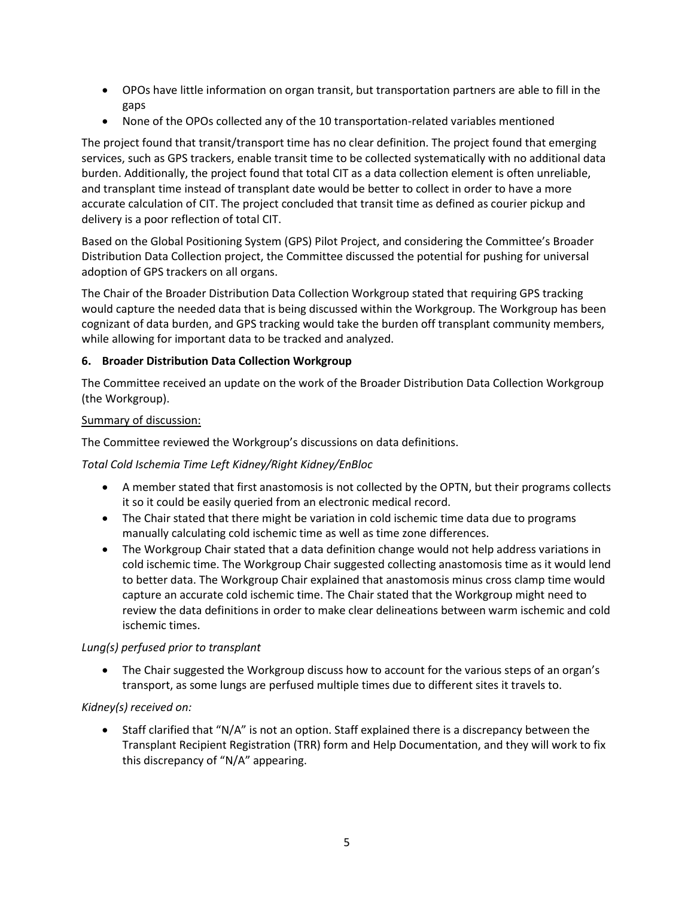- OPOs have little information on organ transit, but transportation partners are able to fill in the gaps
- None of the OPOs collected any of the 10 transportation-related variables mentioned

The project found that transit/transport time has no clear definition. The project found that emerging services, such as GPS trackers, enable transit time to be collected systematically with no additional data burden. Additionally, the project found that total CIT as a data collection element is often unreliable, and transplant time instead of transplant date would be better to collect in order to have a more accurate calculation of CIT. The project concluded that transit time as defined as courier pickup and delivery is a poor reflection of total CIT.

Based on the Global Positioning System (GPS) Pilot Project, and considering the Committee's Broader Distribution Data Collection project, the Committee discussed the potential for pushing for universal adoption of GPS trackers on all organs.

The Chair of the Broader Distribution Data Collection Workgroup stated that requiring GPS tracking would capture the needed data that is being discussed within the Workgroup. The Workgroup has been cognizant of data burden, and GPS tracking would take the burden off transplant community members, while allowing for important data to be tracked and analyzed.

**6. Broader Distribution Data Collection Workgroup**

The Committee received an update on the work of the Broader Distribution Data Collection Workgroup (the Workgroup).

Summary of discussion:

The Committee reviewed the Workgroup's discussions on data definitions.

*Total Cold Ischemia Time Left Kidney/Right Kidney/EnBloc*

- A member stated that first anastomosis is not collected by the OPTN, but their programs collects it so it could be easily queried from an electronic medical record.
- The Chair stated that there might be variation in cold ischemic time data due to programs manually calculating cold ischemic time as well as time zone differences.
- The Workgroup Chair stated that a data definition change would not help address variations in cold ischemic time. The Workgroup Chair suggested collecting anastomosis time as it would lend to better data. The Workgroup Chair explained that anastomosis minus cross clamp time would capture an accurate cold ischemic time. The Chair stated that the Workgroup might need to review the data definitions in order to make clear delineations between warm ischemic and cold ischemic times.

*Lung(s) perfused prior to transplant*

- The Chair suggested the Workgroup discuss how to account for the various steps of an organ's transport, as some lungs are perfused multiple times due to different sites it travels to.

*Kidney(s) received on:*

- Staff clarified that "N/A" is not an option. Staff explained there is a discrepancy between the Transplant Recipient Registration (TRR) form and Help Documentation, and they will work to fix this discrepancy of "N/A" appearing.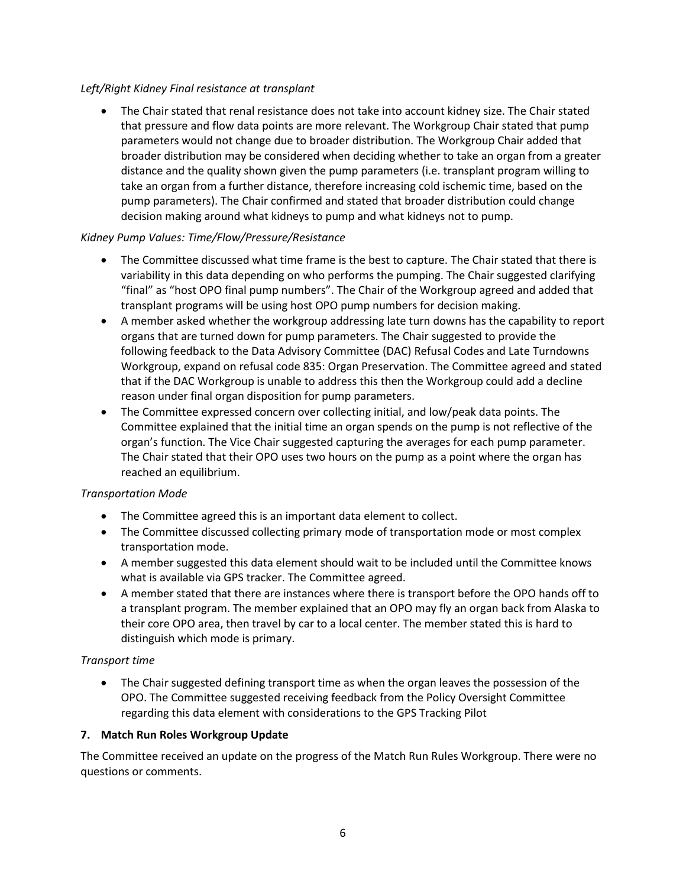*Left/Right Kidney Final resistance at transplant*

- The Chair stated that renal resistance does not take into account kidney size. The Chair stated that pressure and flow data points are more relevant. The Workgroup Chair stated that pump parameters would not change due to broader distribution. The Workgroup Chair added that broader distribution may be considered when deciding whether to take an organ from a greater distance and the quality shown given the pump parameters (i.e. transplant program willing to take an organ from a further distance, therefore increasing cold ischemic time, based on the pump parameters). The Chair confirmed and stated that broader distribution could change decision making around what kidneys to pump and what kidneys not to pump.

*Kidney Pump Values: Time/Flow/Pressure/Resistance*

- The Committee discussed what time frame is the best to capture. The Chair stated that there is variability in this data depending on who performs the pumping. The Chair suggested clarifying "final" as "host OPO final pump numbers". The Chair of the Workgroup agreed and added that transplant programs will be using host OPO pump numbers for decision making.
- A member asked whether the workgroup addressing late turn downs has the capability to report organs that are turned down for pump parameters. The Chair suggested to provide the following feedback to the Data Advisory Committee (DAC) Refusal Codes and Late Turndowns Workgroup, expand on refusal code 835: Organ Preservation. The Committee agreed and stated that if the DAC Workgroup is unable to address this then the Workgroup could add a decline reason under final organ disposition for pump parameters.
- The Committee expressed concern over collecting initial, and low/peak data points. The Committee explained that the initial time an organ spends on the pump is not reflective of the organ's function. The Vice Chair suggested capturing the averages for each pump parameter. The Chair stated that their OPO uses two hours on the pump as a point where the organ has reached an equilibrium.

*Transportation Mode*

- The Committee agreed this is an important data element to collect.
- The Committee discussed collecting primary mode of transportation mode or most complex transportation mode.
- A member suggested this data element should wait to be included until the Committee knows what is available via GPS tracker. The Committee agreed.
- A member stated that there are instances where there is transport before the OPO hands off to a transplant program. The member explained that an OPO may fly an organ back from Alaska to their core OPO area, then travel by car to a local center. The member stated this is hard to distinguish which mode is primary.

*Transport time*

- The Chair suggested defining transport time as when the organ leaves the possession of the OPO. The Committee suggested receiving feedback from the Policy Oversight Committee regarding this data element with considerations to the GPS Tracking Pilot

**7. Match Run Roles Workgroup Update**

The Committee received an update on the progress of the Match Run Rules Workgroup. There were no questions or comments.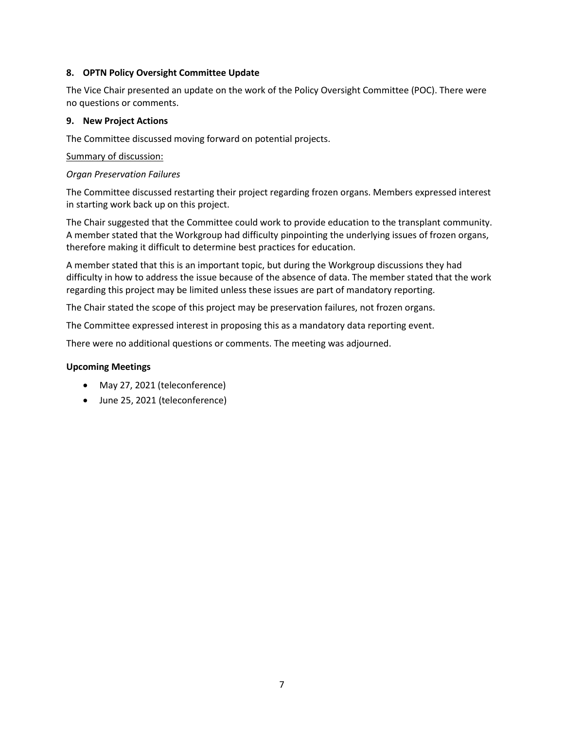**8. OPTN Policy Oversight Committee Update**

The Vice Chair presented an update on the work of the Policy Oversight Committee (POC). There were no questions or comments.

**9. New Project Actions**

The Committee discussed moving forward on potential projects.

Summary of discussion:

*Organ Preservation Failures*

The Committee discussed restarting their project regarding frozen organs. Members expressed interest in starting work back up on this project.

The Chair suggested that the Committee could work to provide education to the transplant community. A member stated that the Workgroup had difficulty pinpointing the underlying issues of frozen organs, therefore making it difficult to determine best practices for education.

A member stated that this is an important topic, but during the Workgroup discussions they had difficulty in how to address the issue because of the absence of data. The member stated that the work regarding this project may be limited unless these issues are part of mandatory reporting.

The Chair stated the scope of this project may be preservation failures, not frozen organs.

The Committee expressed interest in proposing this as a mandatory data reporting event.

There were no additional questions or comments. The meeting was adjourned.

**Upcoming Meetings**

- May 27, 2021 (teleconference)
- June 25, 2021 (teleconference)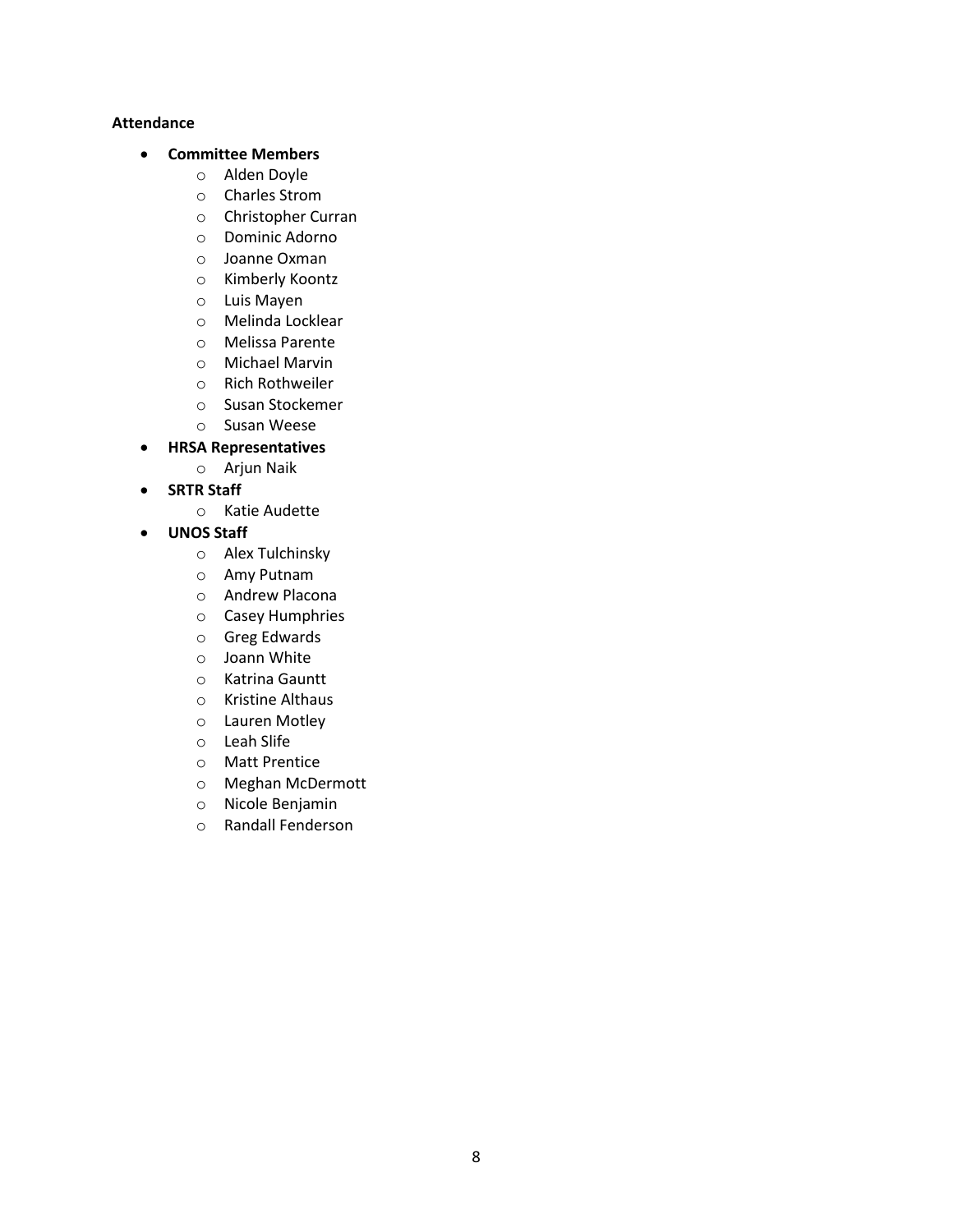**Attendance**

- **Committee Members**
  - Alden Doyle
  - Charles Strom
  - Christopher Curran
  - Dominic Adorno
  - Joanne Oxman
  - Kimberly Koontz
  - Luis Mayen
  - Melinda Locklear
  - Melissa Parente
  - Michael Marvin
  - Rich Rothweiler
  - Susan Stockemer
  - Susan Weese
- **HRSA Representatives**
  - Arjun Naik
- **SRTR Staff**
  - Katie Audette
- **UNOS Staff**
  - Alex Tulchinsky
  - Amy Putnam
  - Andrew Placona
  - Casey Humphries
  - Greg Edwards
  - Joann White
  - Katrina Gauntt
  - Kristine Althaus
  - Lauren Motley
  - Leah Slife
  - Matt Prentice
  - Meghan McDermott
  - Nicole Benjamin
  - Randall Fenderson